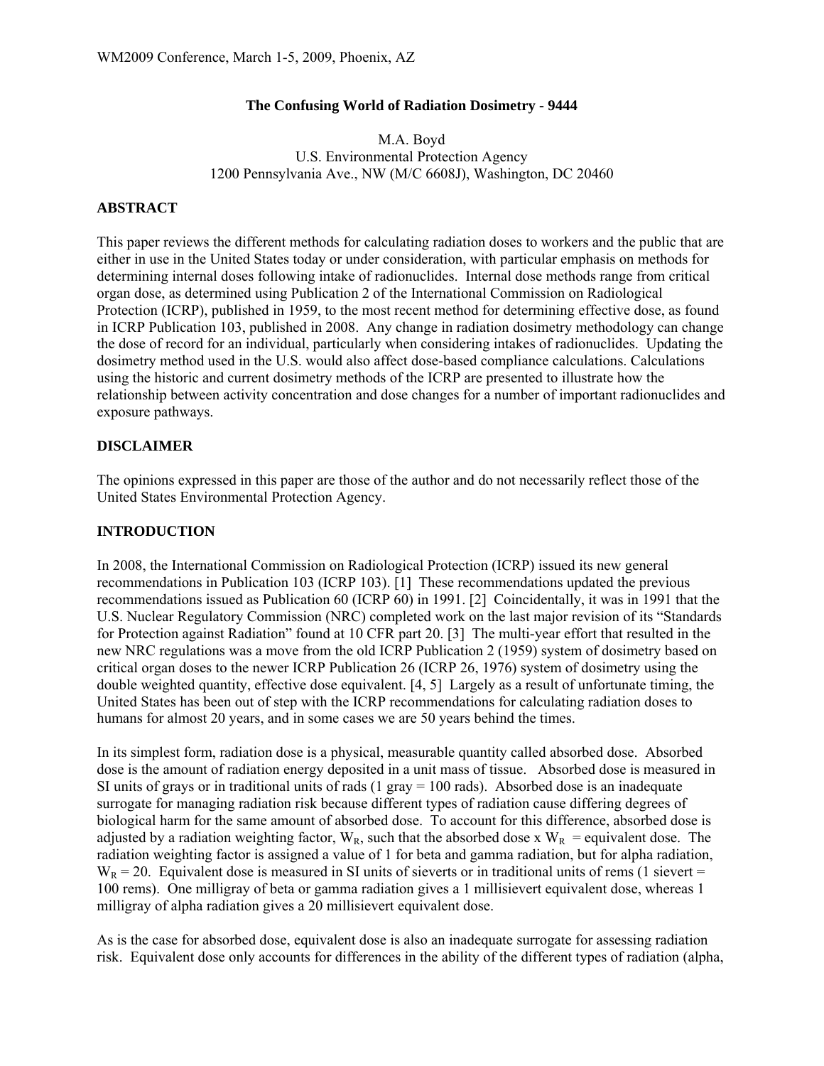# The Confusing World of Radiation Dosimetry - 9444

M.A. Boyd
U.S. Environmental Protection Agency
1200 Pennsylvania Ave., NW (M/C 6608J), Washington, DC 20460

## ABSTRACT

This paper reviews the different methods for calculating radiation doses to workers and the public that are either in use in the United States today or under consideration, with particular emphasis on methods for determining internal doses following intake of radionuclides. Internal dose methods range from critical organ dose, as determined using Publication 2 of the International Commission on Radiological Protection (ICRP), published in 1959, to the most recent method for determining effective dose, as found in ICRP Publication 103, published in 2008. Any change in radiation dosimetry methodology can change the dose of record for an individual, particularly when considering intakes of radionuclides. Updating the dosimetry method used in the U.S. would also affect dose-based compliance calculations. Calculations using the historic and current dosimetry methods of the ICRP are presented to illustrate how the relationship between activity concentration and dose changes for a number of important radionuclides and exposure pathways.

## DISCLAIMER

The opinions expressed in this paper are those of the author and do not necessarily reflect those of the United States Environmental Protection Agency.

## INTRODUCTION

In 2008, the International Commission on Radiological Protection (ICRP) issued its new general recommendations in Publication 103 (ICRP 103). [1] These recommendations updated the previous recommendations issued as Publication 60 (ICRP 60) in 1991. [2] Coincidentally, it was in 1991 that the U.S. Nuclear Regulatory Commission (NRC) completed work on the last major revision of its "Standards for Protection against Radiation" found at 10 CFR part 20. [3] The multi-year effort that resulted in the new NRC regulations was a move from the old ICRP Publication 2 (1959) system of dosimetry based on critical organ doses to the newer ICRP Publication 26 (ICRP 26, 1976) system of dosimetry using the double weighted quantity, effective dose equivalent. [4, 5] Largely as a result of unfortunate timing, the United States has been out of step with the ICRP recommendations for calculating radiation doses to humans for almost 20 years, and in some cases we are 50 years behind the times.

In its simplest form, radiation dose is a physical, measurable quantity called absorbed dose. Absorbed dose is the amount of radiation energy deposited in a unit mass of tissue. Absorbed dose is measured in SI units of grays or in traditional units of rads (1 gray = 100 rads). Absorbed dose is an inadequate surrogate for managing radiation risk because different types of radiation cause differing degrees of biological harm for the same amount of absorbed dose. To account for this difference, absorbed dose is adjusted by a radiation weighting factor, $W_R$, such that the absorbed dose x $W_R$ = equivalent dose. The radiation weighting factor is assigned a value of 1 for beta and gamma radiation, but for alpha radiation, $W_R = 20$. Equivalent dose is measured in SI units of sieverts or in traditional units of rems (1 sievert = 100 rems). One milligray of beta or gamma radiation gives a 1 millisievert equivalent dose, whereas 1 milligray of alpha radiation gives a 20 millisievert equivalent dose.

As is the case for absorbed dose, equivalent dose is also an inadequate surrogate for assessing radiation risk. Equivalent dose only accounts for differences in the ability of the different types of radiation (alpha,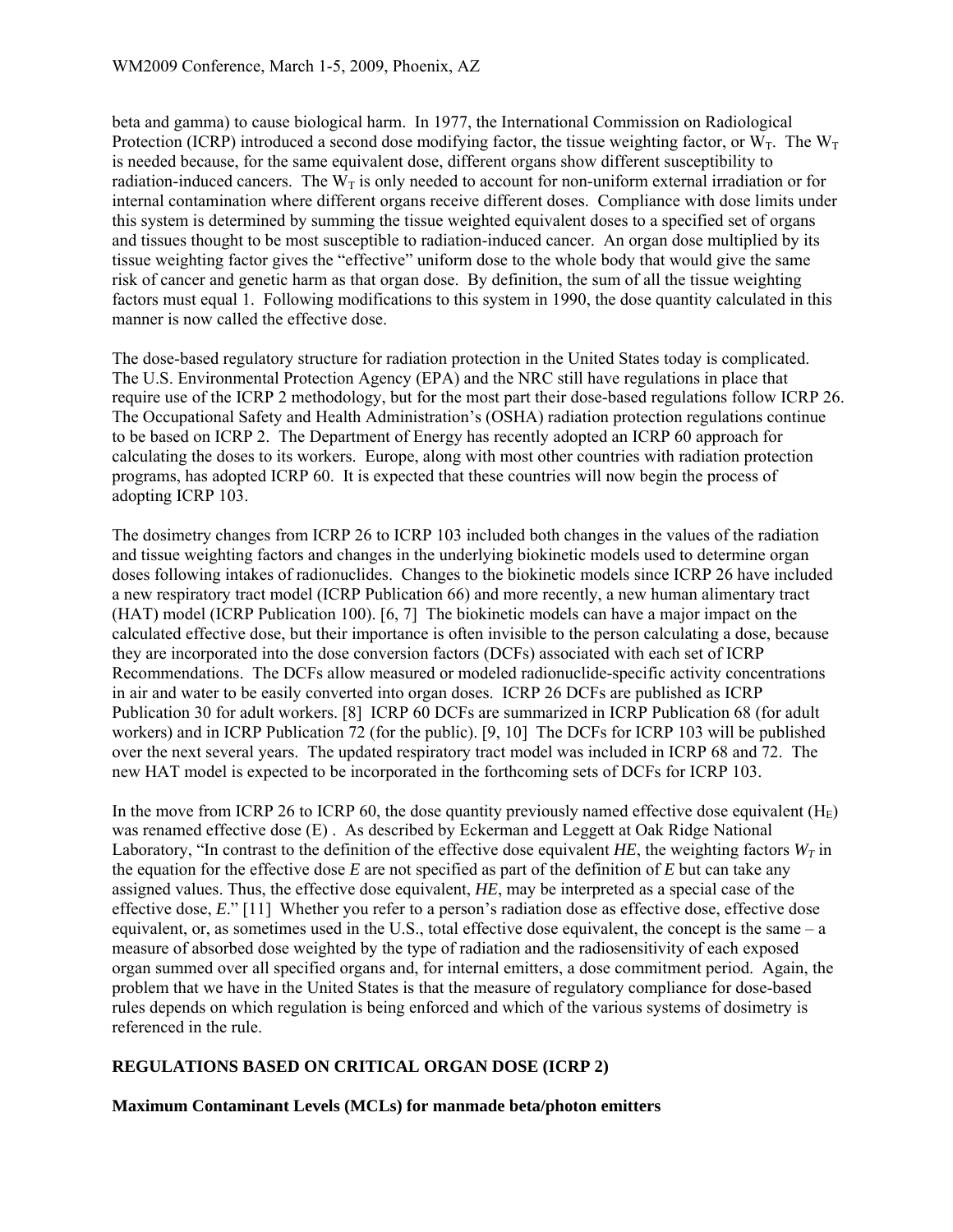beta and gamma) to cause biological harm. In 1977, the International Commission on Radiological Protection (ICRP) introduced a second dose modifying factor, the tissue weighting factor, or $W_T$. The $W_T$ is needed because, for the same equivalent dose, different organs show different susceptibility to radiation-induced cancers. The $W_T$ is only needed to account for non-uniform external irradiation or for internal contamination where different organs receive different doses. Compliance with dose limits under this system is determined by summing the tissue weighted equivalent doses to a specified set of organs and tissues thought to be most susceptible to radiation-induced cancer. An organ dose multiplied by its tissue weighting factor gives the "effective" uniform dose to the whole body that would give the same risk of cancer and genetic harm as that organ dose. By definition, the sum of all the tissue weighting factors must equal 1. Following modifications to this system in 1990, the dose quantity calculated in this manner is now called the effective dose.

The dose-based regulatory structure for radiation protection in the United States today is complicated. The U.S. Environmental Protection Agency (EPA) and the NRC still have regulations in place that require use of the ICRP 2 methodology, but for the most part their dose-based regulations follow ICRP 26. The Occupational Safety and Health Administration's (OSHA) radiation protection regulations continue to be based on ICRP 2. The Department of Energy has recently adopted an ICRP 60 approach for calculating the doses to its workers. Europe, along with most other countries with radiation protection programs, has adopted ICRP 60. It is expected that these countries will now begin the process of adopting ICRP 103.

The dosimetry changes from ICRP 26 to ICRP 103 included both changes in the values of the radiation and tissue weighting factors and changes in the underlying biokinetic models used to determine organ doses following intakes of radionuclides. Changes to the biokinetic models since ICRP 26 have included a new respiratory tract model (ICRP Publication 66) and more recently, a new human alimentary tract (HAT) model (ICRP Publication 100). [6, 7] The biokinetic models can have a major impact on the calculated effective dose, but their importance is often invisible to the person calculating a dose, because they are incorporated into the dose conversion factors (DCFs) associated with each set of ICRP Recommendations. The DCFs allow measured or modeled radionuclide-specific activity concentrations in air and water to be easily converted into organ doses. ICRP 26 DCFs are published as ICRP Publication 30 for adult workers. [8] ICRP 60 DCFs are summarized in ICRP Publication 68 (for adult workers) and in ICRP Publication 72 (for the public). [9, 10] The DCFs for ICRP 103 will be published over the next several years. The updated respiratory tract model was included in ICRP 68 and 72. The new HAT model is expected to be incorporated in the forthcoming sets of DCFs for ICRP 103.

In the move from ICRP 26 to ICRP 60, the dose quantity previously named effective dose equivalent ($H_E$) was renamed effective dose (E) . As described by Eckerman and Leggett at Oak Ridge National Laboratory, "In contrast to the definition of the effective dose equivalent *HE*, the weighting factors $W_T$ in the equation for the effective dose *E* are not specified as part of the definition of *E* but can take any assigned values. Thus, the effective dose equivalent, *HE*, may be interpreted as a special case of the effective dose, *E*." [11] Whether you refer to a person's radiation dose as effective dose, effective dose equivalent, or, as sometimes used in the U.S., total effective dose equivalent, the concept is the same – a measure of absorbed dose weighted by the type of radiation and the radiosensitivity of each exposed organ summed over all specified organs and, for internal emitters, a dose commitment period. Again, the problem that we have in the United States is that the measure of regulatory compliance for dose-based rules depends on which regulation is being enforced and which of the various systems of dosimetry is referenced in the rule.

## REGULATIONS BASED ON CRITICAL ORGAN DOSE (ICRP 2)

### Maximum Contaminant Levels (MCLs) for manmade beta/photon emitters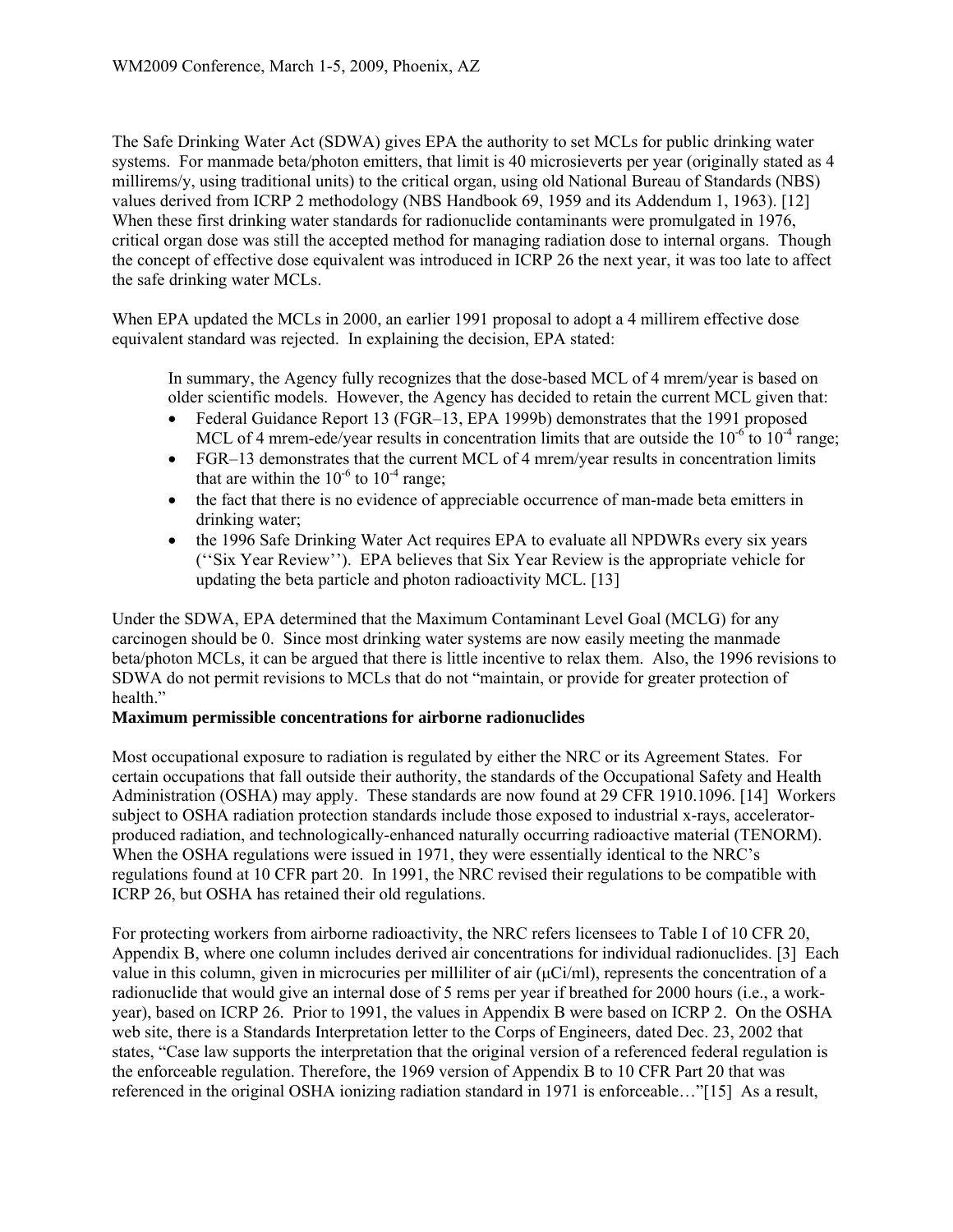The Safe Drinking Water Act (SDWA) gives EPA the authority to set MCLs for public drinking water systems. For manmade beta/photon emitters, that limit is 40 microsieverts per year (originally stated as 4 millirems/y, using traditional units) to the critical organ, using old National Bureau of Standards (NBS) values derived from ICRP 2 methodology (NBS Handbook 69, 1959 and its Addendum 1, 1963). [12] When these first drinking water standards for radionuclide contaminants were promulgated in 1976, critical organ dose was still the accepted method for managing radiation dose to internal organs. Though the concept of effective dose equivalent was introduced in ICRP 26 the next year, it was too late to affect the safe drinking water MCLs.

When EPA updated the MCLs in 2000, an earlier 1991 proposal to adopt a 4 millirem effective dose equivalent standard was rejected. In explaining the decision, EPA stated:

> In summary, the Agency fully recognizes that the dose-based MCL of 4 mrem/year is based on older scientific models. However, the Agency has decided to retain the current MCL given that:
>
> - Federal Guidance Report 13 (FGR–13, EPA 1999b) demonstrates that the 1991 proposed MCL of 4 mrem-ede/year results in concentration limits that are outside the $10^{-6}$ to $10^{-4}$ range;
> - FGR–13 demonstrates that the current MCL of 4 mrem/year results in concentration limits that are within the $10^{-6}$ to $10^{-4}$ range;
> - the fact that there is no evidence of appreciable occurrence of man-made beta emitters in drinking water;
> - the 1996 Safe Drinking Water Act requires EPA to evaluate all NPDWRs every six years (''Six Year Review''). EPA believes that Six Year Review is the appropriate vehicle for updating the beta particle and photon radioactivity MCL. [13]

Under the SDWA, EPA determined that the Maximum Contaminant Level Goal (MCLG) for any carcinogen should be 0. Since most drinking water systems are now easily meeting the manmade beta/photon MCLs, it can be argued that there is little incentive to relax them. Also, the 1996 revisions to SDWA do not permit revisions to MCLs that do not "maintain, or provide for greater protection of health."

**Maximum permissible concentrations for airborne radionuclides**

Most occupational exposure to radiation is regulated by either the NRC or its Agreement States. For certain occupations that fall outside their authority, the standards of the Occupational Safety and Health Administration (OSHA) may apply. These standards are now found at 29 CFR 1910.1096. [14] Workers subject to OSHA radiation protection standards include those exposed to industrial x-rays, accelerator-produced radiation, and technologically-enhanced naturally occurring radioactive material (TENORM). When the OSHA regulations were issued in 1971, they were essentially identical to the NRC's regulations found at 10 CFR part 20. In 1991, the NRC revised their regulations to be compatible with ICRP 26, but OSHA has retained their old regulations.

For protecting workers from airborne radioactivity, the NRC refers licensees to Table I of 10 CFR 20, Appendix B, where one column includes derived air concentrations for individual radionuclides. [3] Each value in this column, given in microcuries per milliliter of air (μCi/ml), represents the concentration of a radionuclide that would give an internal dose of 5 rems per year if breathed for 2000 hours (i.e., a work-year), based on ICRP 26. Prior to 1991, the values in Appendix B were based on ICRP 2. On the OSHA web site, there is a Standards Interpretation letter to the Corps of Engineers, dated Dec. 23, 2002 that states, "Case law supports the interpretation that the original version of a referenced federal regulation is the enforceable regulation. Therefore, the 1969 version of Appendix B to 10 CFR Part 20 that was referenced in the original OSHA ionizing radiation standard in 1971 is enforceable…"[15] As a result,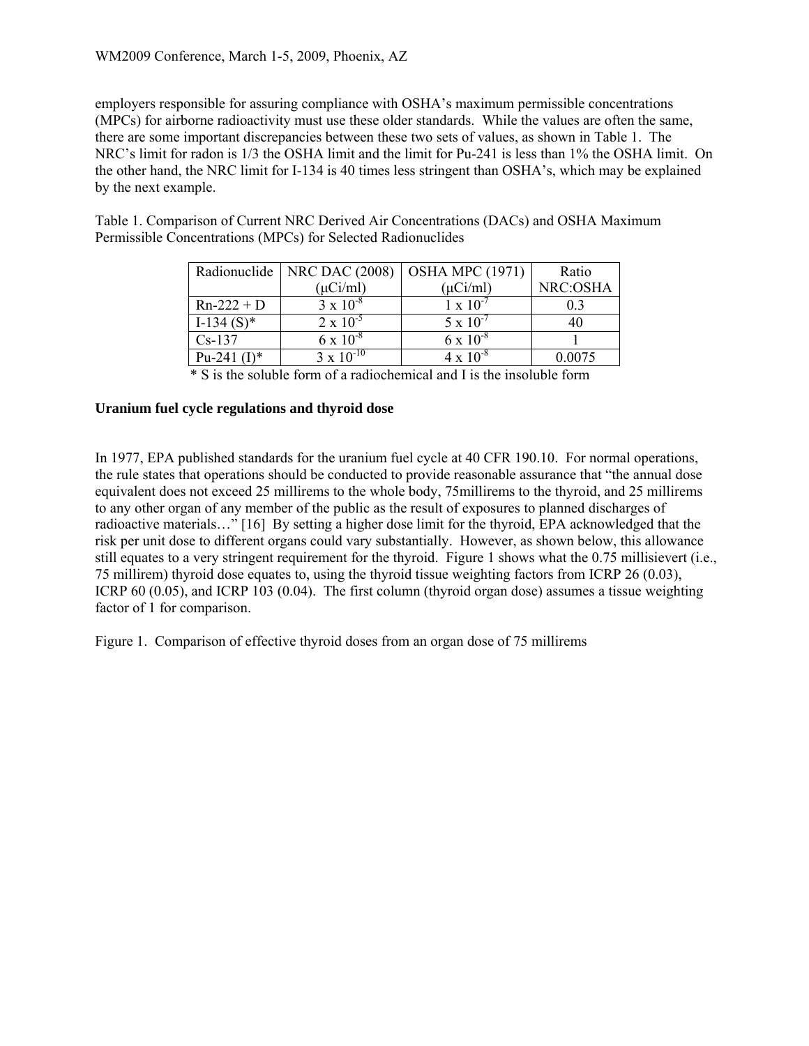employers responsible for assuring compliance with OSHA's maximum permissible concentrations (MPCs) for airborne radioactivity must use these older standards. While the values are often the same, there are some important discrepancies between these two sets of values, as shown in Table 1. The NRC's limit for radon is 1/3 the OSHA limit and the limit for Pu-241 is less than 1% the OSHA limit. On the other hand, the NRC limit for I-134 is 40 times less stringent than OSHA's, which may be explained by the next example.

Table 1. Comparison of Current NRC Derived Air Concentrations (DACs) and OSHA Maximum Permissible Concentrations (MPCs) for Selected Radionuclides

| Radionuclide | NRC DAC (2008) (μCi/ml) | OSHA MPC (1971) (μCi/ml) | Ratio NRC:OSHA |
|---|---|---|---|
| Rn-222 + D | $3 \times 10^{-8}$ | $1 \times 10^{-7}$ | 0.3 |
| I-134 (S)* | $2 \times 10^{-5}$ | $5 \times 10^{-7}$ | 40 |
| Cs-137 | $6 \times 10^{-8}$ | $6 \times 10^{-8}$ | 1 |
| Pu-241 (I)* | $3 \times 10^{-10}$ | $4 \times 10^{-8}$ | 0.0075 |

* S is the soluble form of a radiochemical and I is the insoluble form

**Uranium fuel cycle regulations and thyroid dose**

In 1977, EPA published standards for the uranium fuel cycle at 40 CFR 190.10. For normal operations, the rule states that operations should be conducted to provide reasonable assurance that "the annual dose equivalent does not exceed 25 millirems to the whole body, 75millirems to the thyroid, and 25 millirems to any other organ of any member of the public as the result of exposures to planned discharges of radioactive materials…" [16] By setting a higher dose limit for the thyroid, EPA acknowledged that the risk per unit dose to different organs could vary substantially. However, as shown below, this allowance still equates to a very stringent requirement for the thyroid. Figure 1 shows what the 0.75 millisievert (i.e., 75 millirem) thyroid dose equates to, using the thyroid tissue weighting factors from ICRP 26 (0.03), ICRP 60 (0.05), and ICRP 103 (0.04). The first column (thyroid organ dose) assumes a tissue weighting factor of 1 for comparison.

Figure 1. Comparison of effective thyroid doses from an organ dose of 75 millirems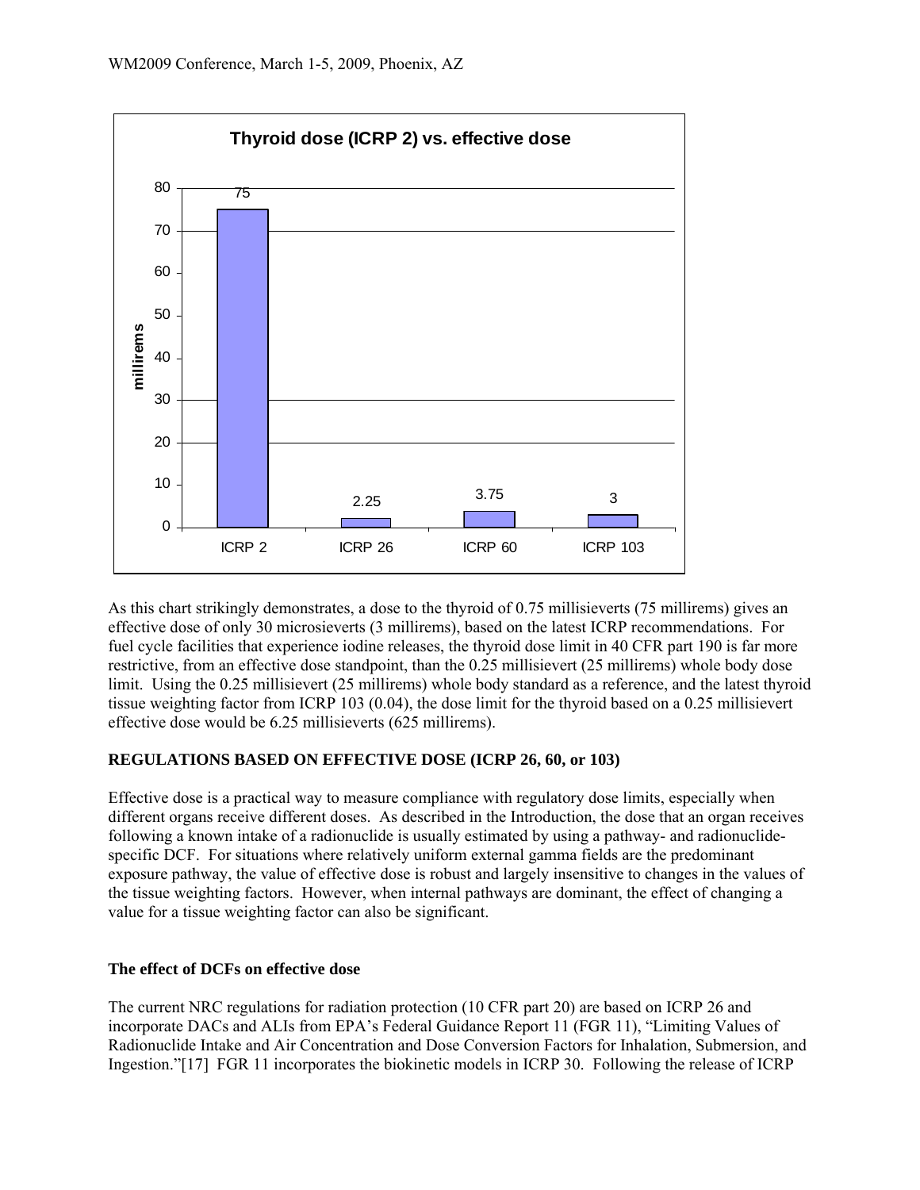**Thyroid dose (ICRP 2) vs. effective dose**

| | ICRP 2 | ICRP 26 | ICRP 60 | ICRP 103 |
|---|---|---|---|---|
| millirems | 75 | 2.25 | 3.75 | 3 |

As this chart strikingly demonstrates, a dose to the thyroid of 0.75 millisieverts (75 millirems) gives an effective dose of only 30 microsieverts (3 millirems), based on the latest ICRP recommendations. For fuel cycle facilities that experience iodine releases, the thyroid dose limit in 40 CFR part 190 is far more restrictive, from an effective dose standpoint, than the 0.25 millisievert (25 millirems) whole body dose limit. Using the 0.25 millisievert (25 millirems) whole body standard as a reference, and the latest thyroid tissue weighting factor from ICRP 103 (0.04), the dose limit for the thyroid based on a 0.25 millisievert effective dose would be 6.25 millisieverts (625 millirems).

## REGULATIONS BASED ON EFFECTIVE DOSE (ICRP 26, 60, or 103)

Effective dose is a practical way to measure compliance with regulatory dose limits, especially when different organs receive different doses. As described in the Introduction, the dose that an organ receives following a known intake of a radionuclide is usually estimated by using a pathway- and radionuclide-specific DCF. For situations where relatively uniform external gamma fields are the predominant exposure pathway, the value of effective dose is robust and largely insensitive to changes in the values of the tissue weighting factors. However, when internal pathways are dominant, the effect of changing a value for a tissue weighting factor can also be significant.

### The effect of DCFs on effective dose

The current NRC regulations for radiation protection (10 CFR part 20) are based on ICRP 26 and incorporate DACs and ALIs from EPA's Federal Guidance Report 11 (FGR 11), "Limiting Values of Radionuclide Intake and Air Concentration and Dose Conversion Factors for Inhalation, Submersion, and Ingestion."[17] FGR 11 incorporates the biokinetic models in ICRP 30. Following the release of ICRP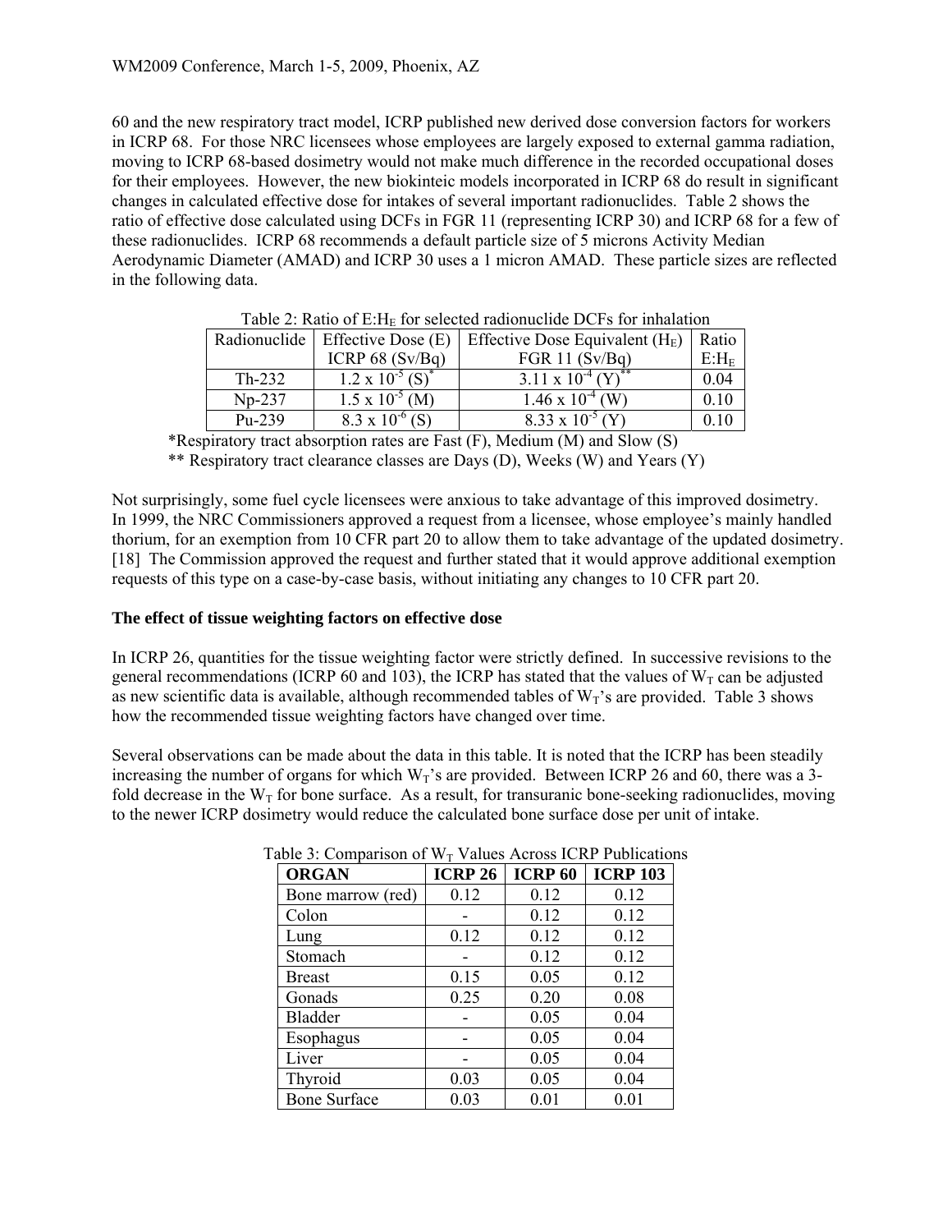60 and the new respiratory tract model, ICRP published new derived dose conversion factors for workers in ICRP 68. For those NRC licensees whose employees are largely exposed to external gamma radiation, moving to ICRP 68-based dosimetry would not make much difference in the recorded occupational doses for their employees. However, the new biokinteic models incorporated in ICRP 68 do result in significant changes in calculated effective dose for intakes of several important radionuclides. Table 2 shows the ratio of effective dose calculated using DCFs in FGR 11 (representing ICRP 30) and ICRP 68 for a few of these radionuclides. ICRP 68 recommends a default particle size of 5 microns Activity Median Aerodynamic Diameter (AMAD) and ICRP 30 uses a 1 micron AMAD. These particle sizes are reflected in the following data.

Table 2: Ratio of $E:H_E$ for selected radionuclide DCFs for inhalation

| Radionuclide | Effective Dose (E) ICRP 68 (Sv/Bq) | Effective Dose Equivalent ($H_E$) FGR 11 (Sv/Bq) | Ratio $E:H_E$ |
|---|---|---|---|
| Th-232 | $1.2 \times 10^{-5}$ (S)* | $3.11 \times 10^{-4}$ (Y)** | 0.04 |
| Np-237 | $1.5 \times 10^{-5}$ (M) | $1.46 \times 10^{-4}$ (W) | 0.10 |
| Pu-239 | $8.3 \times 10^{-6}$ (S) | $8.33 \times 10^{-5}$ (Y) | 0.10 |

*Respiratory tract absorption rates are Fast (F), Medium (M) and Slow (S)

** Respiratory tract clearance classes are Days (D), Weeks (W) and Years (Y)

Not surprisingly, some fuel cycle licensees were anxious to take advantage of this improved dosimetry. In 1999, the NRC Commissioners approved a request from a licensee, whose employee's mainly handled thorium, for an exemption from 10 CFR part 20 to allow them to take advantage of the updated dosimetry. [18] The Commission approved the request and further stated that it would approve additional exemption requests of this type on a case-by-case basis, without initiating any changes to 10 CFR part 20.

**The effect of tissue weighting factors on effective dose**

In ICRP 26, quantities for the tissue weighting factor were strictly defined. In successive revisions to the general recommendations (ICRP 60 and 103), the ICRP has stated that the values of $W_T$ can be adjusted as new scientific data is available, although recommended tables of $W_T$'s are provided. Table 3 shows how the recommended tissue weighting factors have changed over time.

Several observations can be made about the data in this table. It is noted that the ICRP has been steadily increasing the number of organs for which $W_T$'s are provided. Between ICRP 26 and 60, there was a 3-fold decrease in the $W_T$ for bone surface. As a result, for transuranic bone-seeking radionuclides, moving to the newer ICRP dosimetry would reduce the calculated bone surface dose per unit of intake.

Table 3: Comparison of $W_T$ Values Across ICRP Publications

| ORGAN | ICRP 26 | ICRP 60 | ICRP 103 |
|---|---|---|---|
| Bone marrow (red) | 0.12 | 0.12 | 0.12 |
| Colon | - | 0.12 | 0.12 |
| Lung | 0.12 | 0.12 | 0.12 |
| Stomach | - | 0.12 | 0.12 |
| Breast | 0.15 | 0.05 | 0.12 |
| Gonads | 0.25 | 0.20 | 0.08 |
| Bladder | - | 0.05 | 0.04 |
| Esophagus | - | 0.05 | 0.04 |
| Liver | - | 0.05 | 0.04 |
| Thyroid | 0.03 | 0.05 | 0.04 |
| Bone Surface | 0.03 | 0.01 | 0.01 |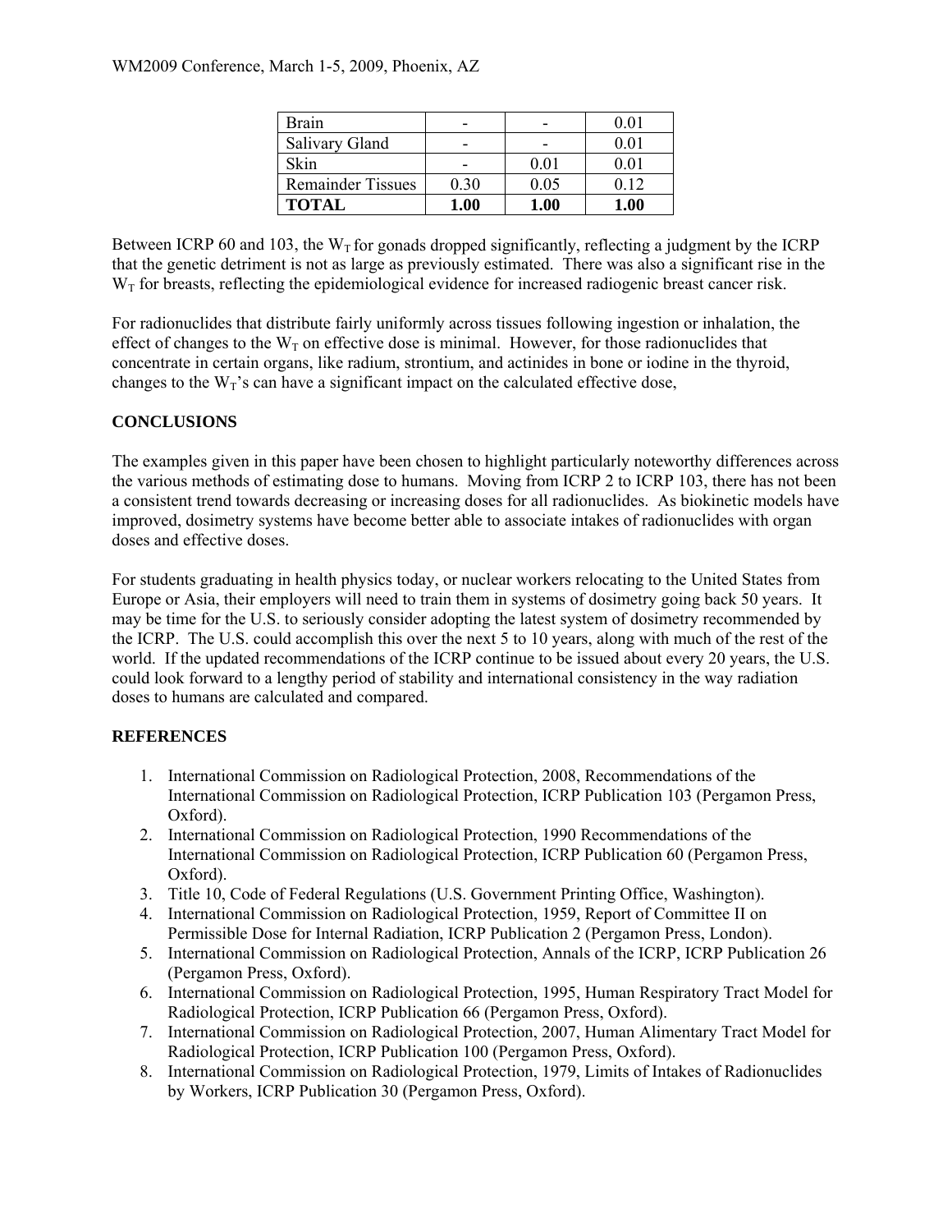| | | | |
|---|---|---|---|
| Brain | - | - | 0.01 |
| Salivary Gland | - | - | 0.01 |
| Skin | - | 0.01 | 0.01 |
| Remainder Tissues | 0.30 | 0.05 | 0.12 |
| **TOTAL** | **1.00** | **1.00** | **1.00** |

Between ICRP 60 and 103, the $W_T$ for gonads dropped significantly, reflecting a judgment by the ICRP that the genetic detriment is not as large as previously estimated. There was also a significant rise in the $W_T$ for breasts, reflecting the epidemiological evidence for increased radiogenic breast cancer risk.

For radionuclides that distribute fairly uniformly across tissues following ingestion or inhalation, the effect of changes to the $W_T$ on effective dose is minimal. However, for those radionuclides that concentrate in certain organs, like radium, strontium, and actinides in bone or iodine in the thyroid, changes to the $W_T$'s can have a significant impact on the calculated effective dose,

## CONCLUSIONS

The examples given in this paper have been chosen to highlight particularly noteworthy differences across the various methods of estimating dose to humans. Moving from ICRP 2 to ICRP 103, there has not been a consistent trend towards decreasing or increasing doses for all radionuclides. As biokinetic models have improved, dosimetry systems have become better able to associate intakes of radionuclides with organ doses and effective doses.

For students graduating in health physics today, or nuclear workers relocating to the United States from Europe or Asia, their employers will need to train them in systems of dosimetry going back 50 years. It may be time for the U.S. to seriously consider adopting the latest system of dosimetry recommended by the ICRP. The U.S. could accomplish this over the next 5 to 10 years, along with much of the rest of the world. If the updated recommendations of the ICRP continue to be issued about every 20 years, the U.S. could look forward to a lengthy period of stability and international consistency in the way radiation doses to humans are calculated and compared.

## REFERENCES

1. International Commission on Radiological Protection, 2008, Recommendations of the International Commission on Radiological Protection, ICRP Publication 103 (Pergamon Press, Oxford).
2. International Commission on Radiological Protection, 1990 Recommendations of the International Commission on Radiological Protection, ICRP Publication 60 (Pergamon Press, Oxford).
3. Title 10, Code of Federal Regulations (U.S. Government Printing Office, Washington).
4. International Commission on Radiological Protection, 1959, Report of Committee II on Permissible Dose for Internal Radiation, ICRP Publication 2 (Pergamon Press, London).
5. International Commission on Radiological Protection, Annals of the ICRP, ICRP Publication 26 (Pergamon Press, Oxford).
6. International Commission on Radiological Protection, 1995, Human Respiratory Tract Model for Radiological Protection, ICRP Publication 66 (Pergamon Press, Oxford).
7. International Commission on Radiological Protection, 2007, Human Alimentary Tract Model for Radiological Protection, ICRP Publication 100 (Pergamon Press, Oxford).
8. International Commission on Radiological Protection, 1979, Limits of Intakes of Radionuclides by Workers, ICRP Publication 30 (Pergamon Press, Oxford).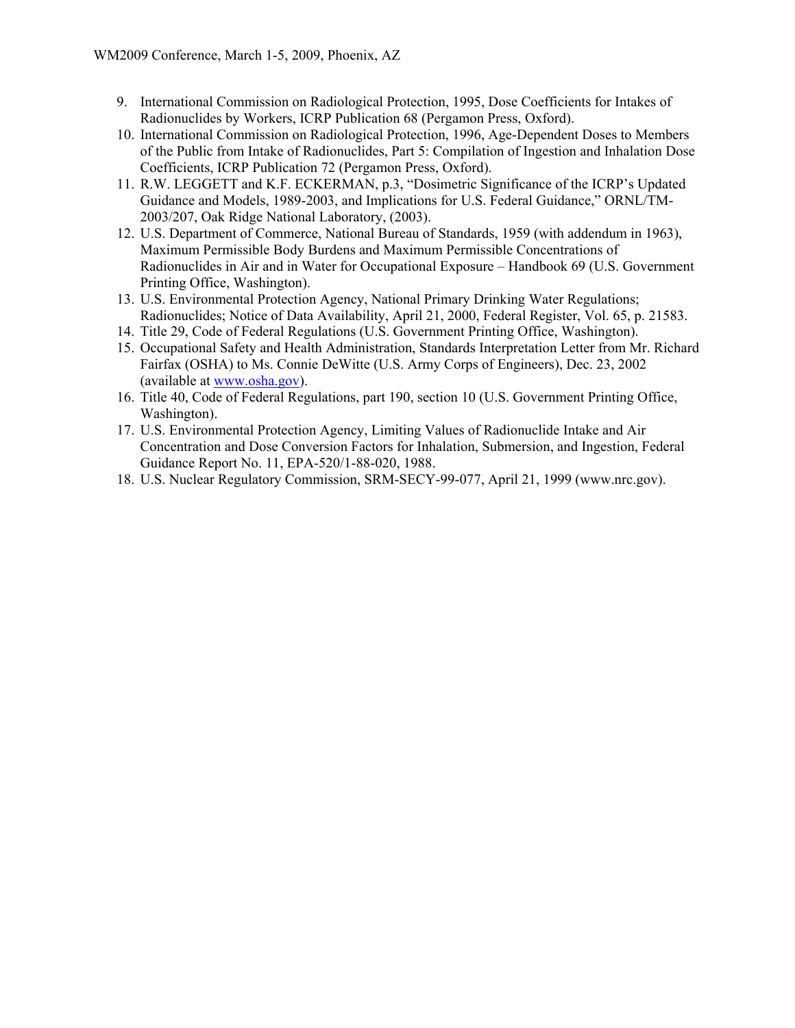9. International Commission on Radiological Protection, 1995, Dose Coefficients for Intakes of Radionuclides by Workers, ICRP Publication 68 (Pergamon Press, Oxford).
10. International Commission on Radiological Protection, 1996, Age-Dependent Doses to Members of the Public from Intake of Radionuclides, Part 5: Compilation of Ingestion and Inhalation Dose Coefficients, ICRP Publication 72 (Pergamon Press, Oxford).
11. R.W. LEGGETT and K.F. ECKERMAN, p.3, "Dosimetric Significance of the ICRP's Updated Guidance and Models, 1989-2003, and Implications for U.S. Federal Guidance," ORNL/TM-2003/207, Oak Ridge National Laboratory, (2003).
12. U.S. Department of Commerce, National Bureau of Standards, 1959 (with addendum in 1963), Maximum Permissible Body Burdens and Maximum Permissible Concentrations of Radionuclides in Air and in Water for Occupational Exposure – Handbook 69 (U.S. Government Printing Office, Washington).
13. U.S. Environmental Protection Agency, National Primary Drinking Water Regulations; Radionuclides; Notice of Data Availability, April 21, 2000, Federal Register, Vol. 65, p. 21583.
14. Title 29, Code of Federal Regulations (U.S. Government Printing Office, Washington).
15. Occupational Safety and Health Administration, Standards Interpretation Letter from Mr. Richard Fairfax (OSHA) to Ms. Connie DeWitte (U.S. Army Corps of Engineers), Dec. 23, 2002 (available at www.osha.gov).
16. Title 40, Code of Federal Regulations, part 190, section 10 (U.S. Government Printing Office, Washington).
17. U.S. Environmental Protection Agency, Limiting Values of Radionuclide Intake and Air Concentration and Dose Conversion Factors for Inhalation, Submersion, and Ingestion, Federal Guidance Report No. 11, EPA-520/1-88-020, 1988.
18. U.S. Nuclear Regulatory Commission, SRM-SECY-99-077, April 21, 1999 (www.nrc.gov).